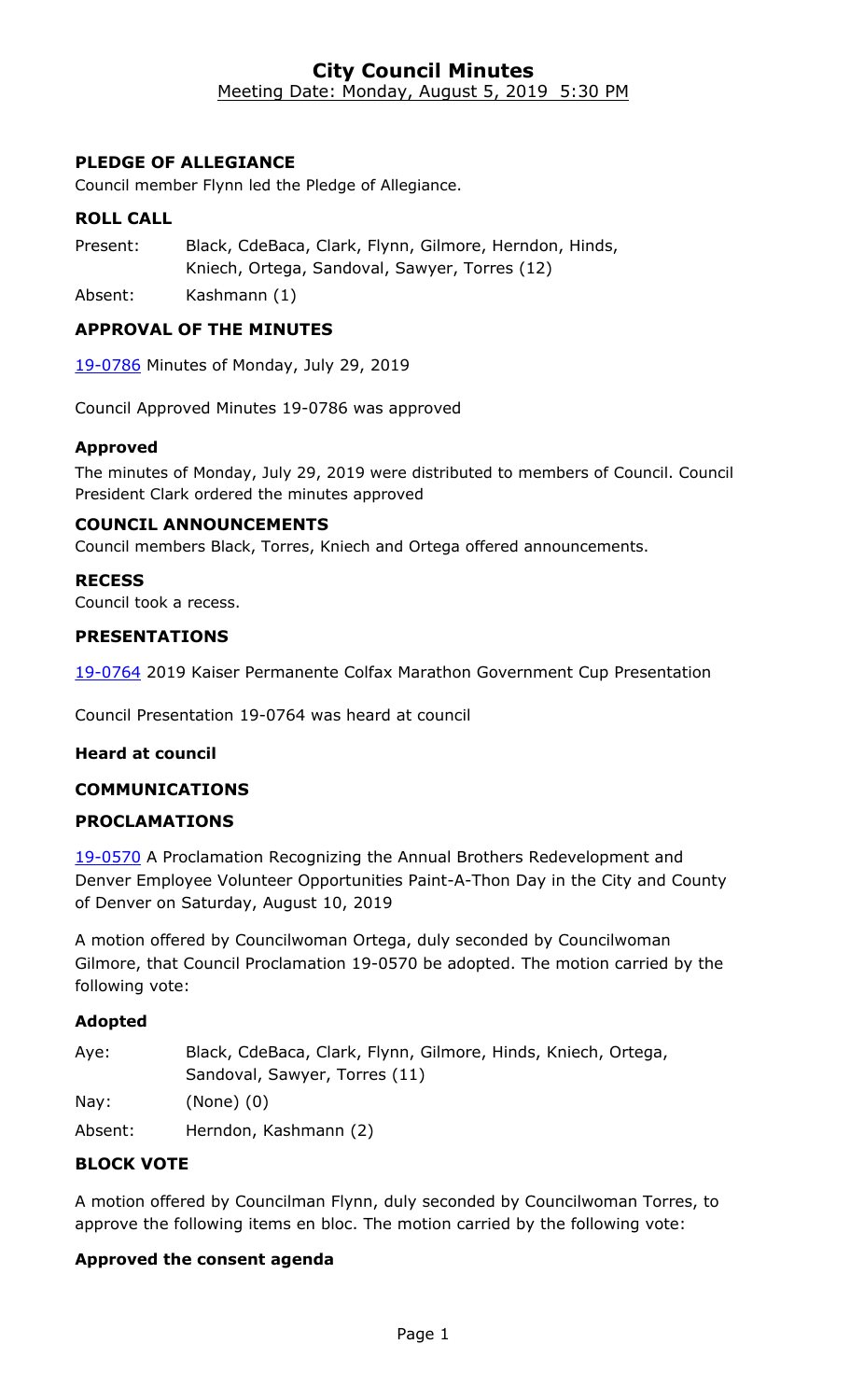# City Council Minutes

Meeting Date: Monday, August 5, 2019 5:30 PM

### PLEDGE OF ALLEGIANCE

Council member Flynn led the Pledge of Allegiance.

### ROLL CALL

Present: Black, CdeBaca, Clark, Flynn, Gilmore, Herndon, Hinds, Kniech, Ortega, Sandoval, Sawyer, Torres (12)

Absent: Kashmann (1)

### APPROVAL OF THE MINUTES

19-0786 Minutes of Monday, July 29, 2019

Council Approved Minutes 19-0786 was approved

#### Approved

The minutes of Monday, July 29, 2019 were distributed to members of Council. Council President Clark ordered the minutes approved

### COUNCIL ANNOUNCEMENTS

Council members Black, Torres, Kniech and Ortega offered announcements.

### RECESS

Council took a recess.

### PRESENTATIONS

19-0764 2019 Kaiser Permanente Colfax Marathon Government Cup Presentation

Council Presentation 19-0764 was heard at council

**Heard at council**

### COMMUNICATIONS

### PROCLAMATIONS

19-0570 A Proclamation Recognizing the Annual Brothers Redevelopment and Denver Employee Volunteer Opportunities Paint-A-Thon Day in the City and County of Denver on Saturday, August 10, 2019

A motion offered by Councilwoman Ortega, duly seconded by Councilwoman Gilmore, that Council Proclamation 19-0570 be adopted. The motion carried by the following vote:

#### Adopted

Aye: Black, CdeBaca, Clark, Flynn, Gilmore, Hinds, Kniech, Ortega, Sandoval, Sawyer, Torres (11)

Nay: (None) (0)

Absent: Herndon, Kashmann (2)

### BLOCK VOTE

A motion offered by Councilman Flynn, duly seconded by Councilwoman Torres, to approve the following items en bloc. The motion carried by the following vote:

#### Approved the consent agenda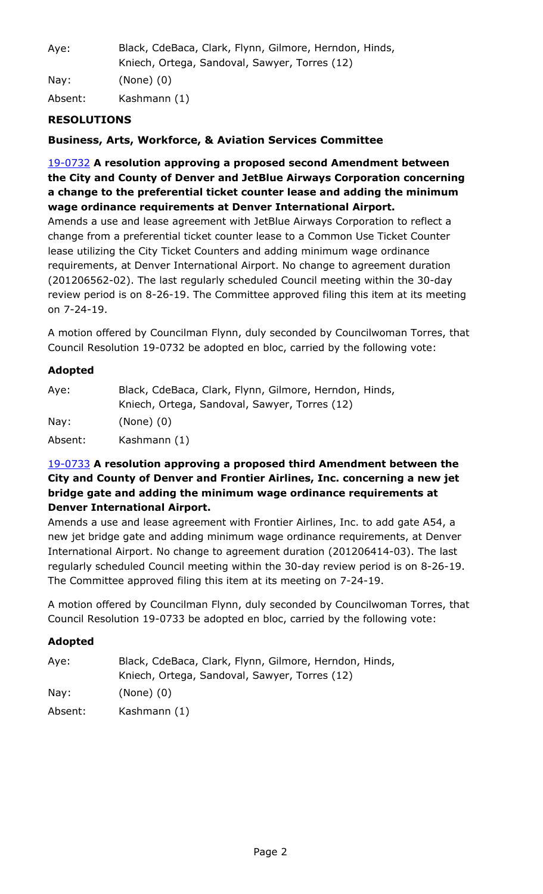| | |
|---|---|
| Aye: | Black, CdeBaca, Clark, Flynn, Gilmore, Herndon, Hinds, Kniech, Ortega, Sandoval, Sawyer, Torres (12) |
| Nay: | (None) (0) |
| Absent: | Kashmann (1) |

## RESOLUTIONS

### Business, Arts, Workforce, & Aviation Services Committee

**19-0732 A resolution approving a proposed second Amendment between the City and County of Denver and JetBlue Airways Corporation concerning a change to the preferential ticket counter lease and adding the minimum wage ordinance requirements at Denver International Airport.**

Amends a use and lease agreement with JetBlue Airways Corporation to reflect a change from a preferential ticket counter lease to a Common Use Ticket Counter lease utilizing the City Ticket Counters and adding minimum wage ordinance requirements, at Denver International Airport. No change to agreement duration (201206562-02). The last regularly scheduled Council meeting within the 30-day review period is on 8-26-19. The Committee approved filing this item at its meeting on 7-24-19.

A motion offered by Councilman Flynn, duly seconded by Councilwoman Torres, that Council Resolution 19-0732 be adopted en bloc, carried by the following vote:

**Adopted**

| | |
|---|---|
| Aye: | Black, CdeBaca, Clark, Flynn, Gilmore, Herndon, Hinds, Kniech, Ortega, Sandoval, Sawyer, Torres (12) |
| Nay: | (None) (0) |
| Absent: | Kashmann (1) |

**19-0733 A resolution approving a proposed third Amendment between the City and County of Denver and Frontier Airlines, Inc. concerning a new jet bridge gate and adding the minimum wage ordinance requirements at Denver International Airport.**

Amends a use and lease agreement with Frontier Airlines, Inc. to add gate A54, a new jet bridge gate and adding minimum wage ordinance requirements, at Denver International Airport. No change to agreement duration (201206414-03). The last regularly scheduled Council meeting within the 30-day review period is on 8-26-19. The Committee approved filing this item at its meeting on 7-24-19.

A motion offered by Councilman Flynn, duly seconded by Councilwoman Torres, that Council Resolution 19-0733 be adopted en bloc, carried by the following vote:

**Adopted**

| | |
|---|---|
| Aye: | Black, CdeBaca, Clark, Flynn, Gilmore, Herndon, Hinds, Kniech, Ortega, Sandoval, Sawyer, Torres (12) |
| Nay: | (None) (0) |
| Absent: | Kashmann (1) |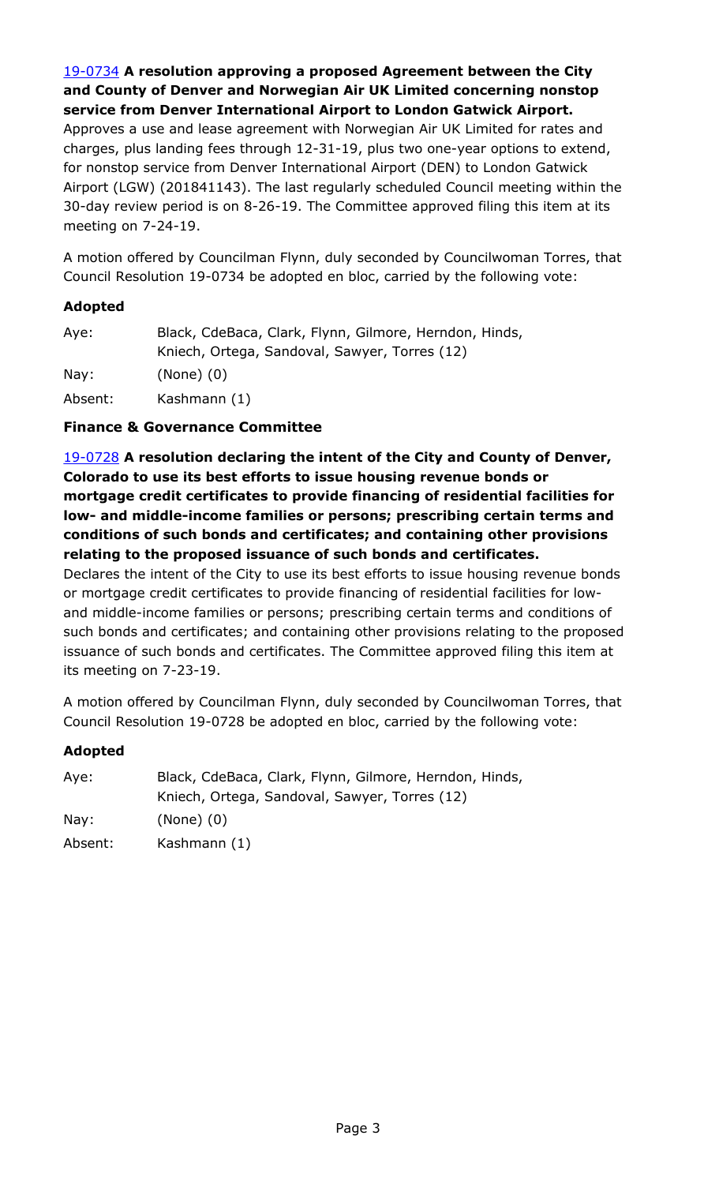[19-0734](#) **A resolution approving a proposed Agreement between the City and County of Denver and Norwegian Air UK Limited concerning nonstop service from Denver International Airport to London Gatwick Airport.**
Approves a use and lease agreement with Norwegian Air UK Limited for rates and charges, plus landing fees through 12-31-19, plus two one-year options to extend, for nonstop service from Denver International Airport (DEN) to London Gatwick Airport (LGW) (201841143). The last regularly scheduled Council meeting within the 30-day review period is on 8-26-19. The Committee approved filing this item at its meeting on 7-24-19.

A motion offered by Councilman Flynn, duly seconded by Councilwoman Torres, that Council Resolution 19-0734 be adopted en bloc, carried by the following vote:

**Adopted**

| | |
|---|---|
| Aye: | Black, CdeBaca, Clark, Flynn, Gilmore, Herndon, Hinds, Kniech, Ortega, Sandoval, Sawyer, Torres (12) |
| Nay: | (None) (0) |
| Absent: | Kashmann (1) |

### Finance & Governance Committee

[19-0728](#) **A resolution declaring the intent of the City and County of Denver, Colorado to use its best efforts to issue housing revenue bonds or mortgage credit certificates to provide financing of residential facilities for low- and middle-income families or persons; prescribing certain terms and conditions of such bonds and certificates; and containing other provisions relating to the proposed issuance of such bonds and certificates.**
Declares the intent of the City to use its best efforts to issue housing revenue bonds or mortgage credit certificates to provide financing of residential facilities for low- and middle-income families or persons; prescribing certain terms and conditions of such bonds and certificates; and containing other provisions relating to the proposed issuance of such bonds and certificates. The Committee approved filing this item at its meeting on 7-23-19.

A motion offered by Councilman Flynn, duly seconded by Councilwoman Torres, that Council Resolution 19-0728 be adopted en bloc, carried by the following vote:

**Adopted**

| | |
|---|---|
| Aye: | Black, CdeBaca, Clark, Flynn, Gilmore, Herndon, Hinds, Kniech, Ortega, Sandoval, Sawyer, Torres (12) |
| Nay: | (None) (0) |
| Absent: | Kashmann (1) |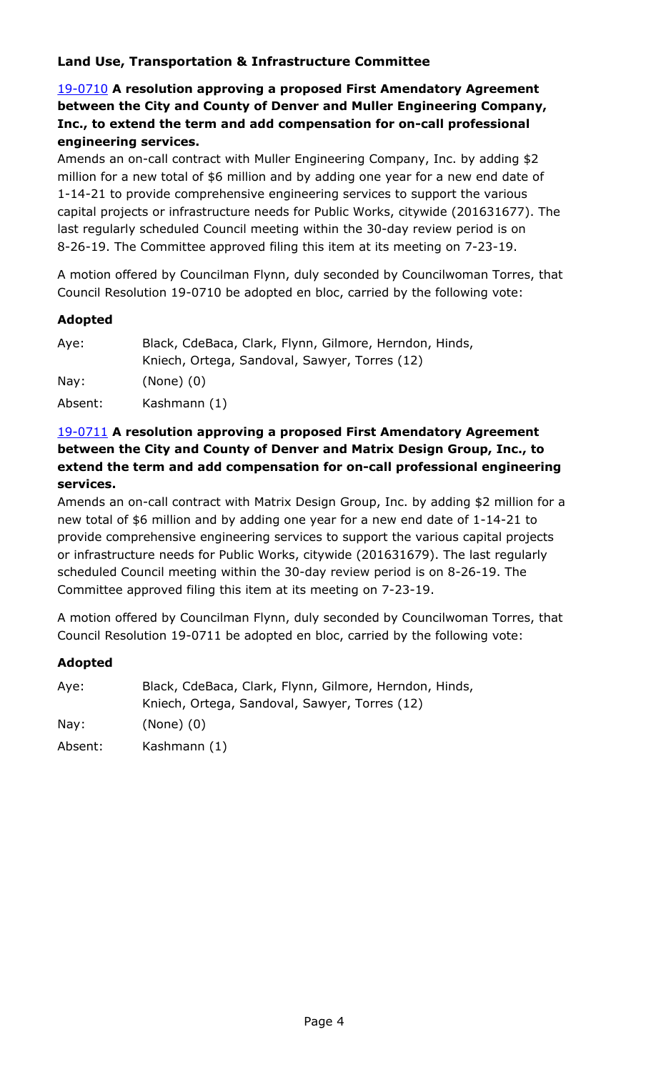### Land Use, Transportation & Infrastructure Committee

**19-0710 A resolution approving a proposed First Amendatory Agreement between the City and County of Denver and Muller Engineering Company, Inc., to extend the term and add compensation for on-call professional engineering services.**

Amends an on-call contract with Muller Engineering Company, Inc. by adding $2 million for a new total of $6 million and by adding one year for a new end date of 1-14-21 to provide comprehensive engineering services to support the various capital projects or infrastructure needs for Public Works, citywide (201631677). The last regularly scheduled Council meeting within the 30-day review period is on 8-26-19. The Committee approved filing this item at its meeting on 7-23-19.

A motion offered by Councilman Flynn, duly seconded by Councilwoman Torres, that Council Resolution 19-0710 be adopted en bloc, carried by the following vote:

**Adopted**

| | |
|---|---|
| Aye: | Black, CdeBaca, Clark, Flynn, Gilmore, Herndon, Hinds, Kniech, Ortega, Sandoval, Sawyer, Torres (12) |
| Nay: | (None) (0) |
| Absent: | Kashmann (1) |

**19-0711 A resolution approving a proposed First Amendatory Agreement between the City and County of Denver and Matrix Design Group, Inc., to extend the term and add compensation for on-call professional engineering services.**

Amends an on-call contract with Matrix Design Group, Inc. by adding $2 million for a new total of $6 million and by adding one year for a new end date of 1-14-21 to provide comprehensive engineering services to support the various capital projects or infrastructure needs for Public Works, citywide (201631679). The last regularly scheduled Council meeting within the 30-day review period is on 8-26-19. The Committee approved filing this item at its meeting on 7-23-19.

A motion offered by Councilman Flynn, duly seconded by Councilwoman Torres, that Council Resolution 19-0711 be adopted en bloc, carried by the following vote:

**Adopted**

| | |
|---|---|
| Aye: | Black, CdeBaca, Clark, Flynn, Gilmore, Herndon, Hinds, Kniech, Ortega, Sandoval, Sawyer, Torres (12) |
| Nay: | (None) (0) |
| Absent: | Kashmann (1) |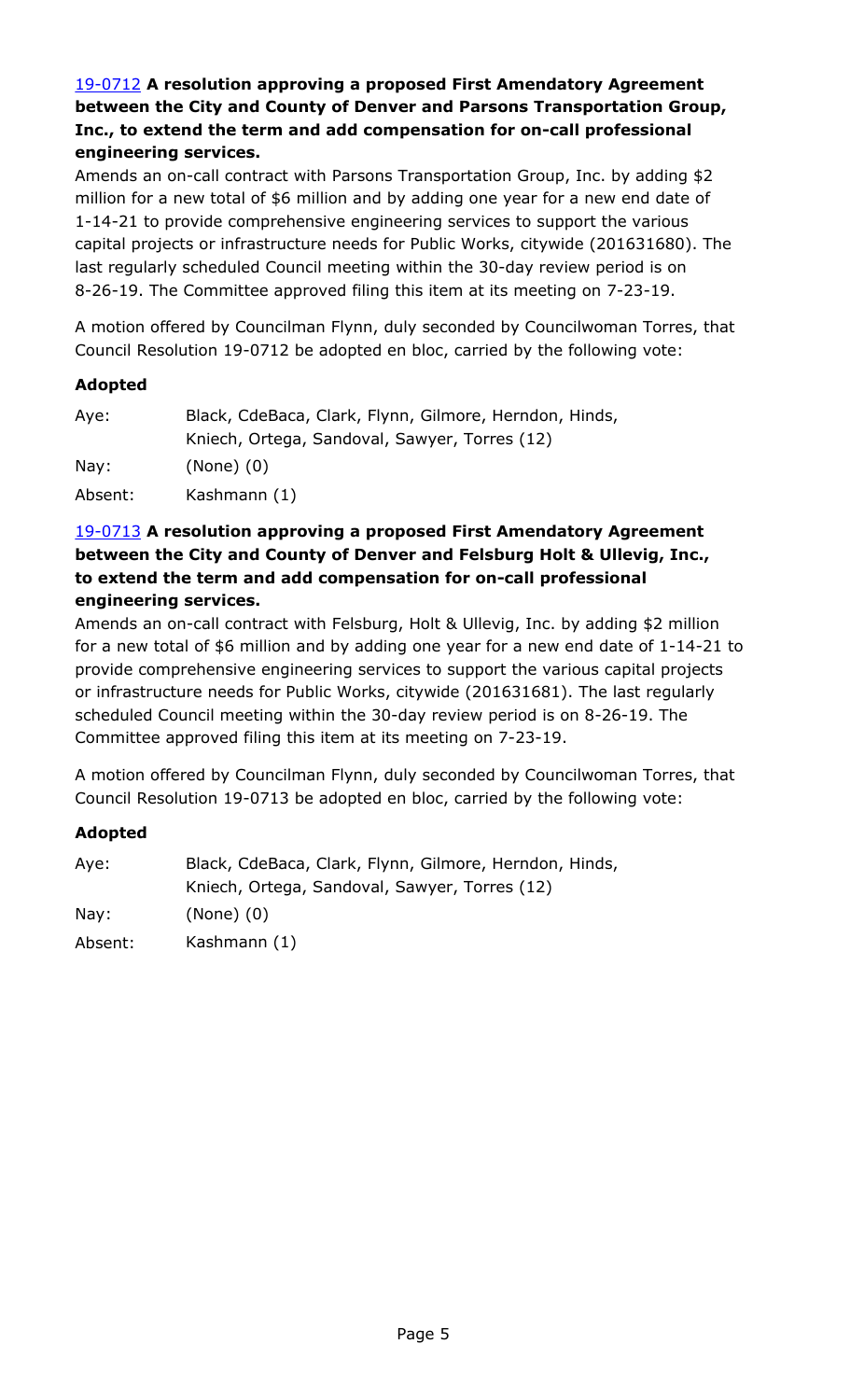[19-0712](#) **A resolution approving a proposed First Amendatory Agreement between the City and County of Denver and Parsons Transportation Group, Inc., to extend the term and add compensation for on-call professional engineering services.**

Amends an on-call contract with Parsons Transportation Group, Inc. by adding $2 million for a new total of $6 million and by adding one year for a new end date of 1-14-21 to provide comprehensive engineering services to support the various capital projects or infrastructure needs for Public Works, citywide (201631680). The last regularly scheduled Council meeting within the 30-day review period is on 8-26-19. The Committee approved filing this item at its meeting on 7-23-19.

A motion offered by Councilman Flynn, duly seconded by Councilwoman Torres, that Council Resolution 19-0712 be adopted en bloc, carried by the following vote:

**Adopted**

| | |
|---|---|
| Aye: | Black, CdeBaca, Clark, Flynn, Gilmore, Herndon, Hinds, Kniech, Ortega, Sandoval, Sawyer, Torres (12) |
| Nay: | (None) (0) |
| Absent: | Kashmann (1) |

[19-0713](#) **A resolution approving a proposed First Amendatory Agreement between the City and County of Denver and Felsburg Holt & Ullevig, Inc., to extend the term and add compensation for on-call professional engineering services.**

Amends an on-call contract with Felsburg, Holt & Ullevig, Inc. by adding $2 million for a new total of $6 million and by adding one year for a new end date of 1-14-21 to provide comprehensive engineering services to support the various capital projects or infrastructure needs for Public Works, citywide (201631681). The last regularly scheduled Council meeting within the 30-day review period is on 8-26-19. The Committee approved filing this item at its meeting on 7-23-19.

A motion offered by Councilman Flynn, duly seconded by Councilwoman Torres, that Council Resolution 19-0713 be adopted en bloc, carried by the following vote:

**Adopted**

| | |
|---|---|
| Aye: | Black, CdeBaca, Clark, Flynn, Gilmore, Herndon, Hinds, Kniech, Ortega, Sandoval, Sawyer, Torres (12) |
| Nay: | (None) (0) |
| Absent: | Kashmann (1) |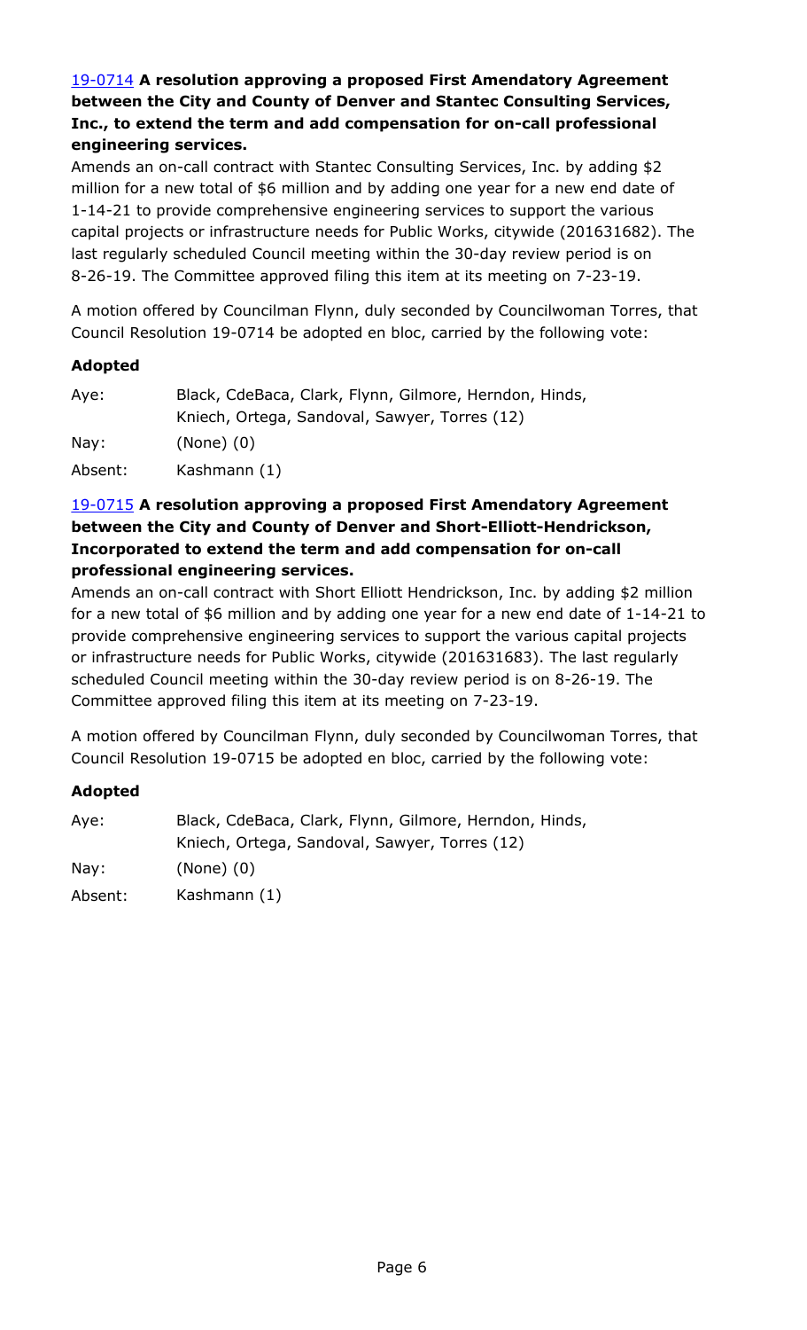[19-0714](#) **A resolution approving a proposed First Amendatory Agreement between the City and County of Denver and Stantec Consulting Services, Inc., to extend the term and add compensation for on-call professional engineering services.**

Amends an on-call contract with Stantec Consulting Services, Inc. by adding $2 million for a new total of $6 million and by adding one year for a new end date of 1-14-21 to provide comprehensive engineering services to support the various capital projects or infrastructure needs for Public Works, citywide (201631682). The last regularly scheduled Council meeting within the 30-day review period is on 8-26-19. The Committee approved filing this item at its meeting on 7-23-19.

A motion offered by Councilman Flynn, duly seconded by Councilwoman Torres, that Council Resolution 19-0714 be adopted en bloc, carried by the following vote:

**Adopted**

| | |
|---|---|
| Aye: | Black, CdeBaca, Clark, Flynn, Gilmore, Herndon, Hinds, Kniech, Ortega, Sandoval, Sawyer, Torres (12) |
| Nay: | (None) (0) |
| Absent: | Kashmann (1) |

[19-0715](#) **A resolution approving a proposed First Amendatory Agreement between the City and County of Denver and Short-Elliott-Hendrickson, Incorporated to extend the term and add compensation for on-call professional engineering services.**

Amends an on-call contract with Short Elliott Hendrickson, Inc. by adding $2 million for a new total of $6 million and by adding one year for a new end date of 1-14-21 to provide comprehensive engineering services to support the various capital projects or infrastructure needs for Public Works, citywide (201631683). The last regularly scheduled Council meeting within the 30-day review period is on 8-26-19. The Committee approved filing this item at its meeting on 7-23-19.

A motion offered by Councilman Flynn, duly seconded by Councilwoman Torres, that Council Resolution 19-0715 be adopted en bloc, carried by the following vote:

**Adopted**

| | |
|---|---|
| Aye: | Black, CdeBaca, Clark, Flynn, Gilmore, Herndon, Hinds, Kniech, Ortega, Sandoval, Sawyer, Torres (12) |
| Nay: | (None) (0) |
| Absent: | Kashmann (1) |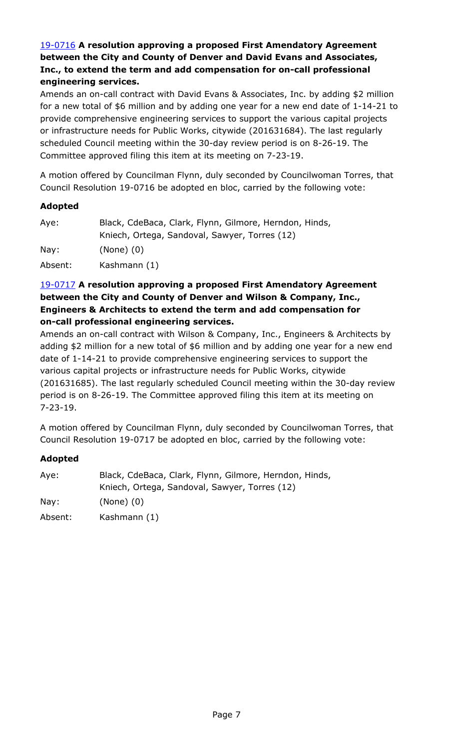[19-0716](#) **A resolution approving a proposed First Amendatory Agreement between the City and County of Denver and David Evans and Associates, Inc., to extend the term and add compensation for on-call professional engineering services.**

Amends an on-call contract with David Evans & Associates, Inc. by adding $2 million for a new total of $6 million and by adding one year for a new end date of 1-14-21 to provide comprehensive engineering services to support the various capital projects or infrastructure needs for Public Works, citywide (201631684). The last regularly scheduled Council meeting within the 30-day review period is on 8-26-19. The Committee approved filing this item at its meeting on 7-23-19.

A motion offered by Councilman Flynn, duly seconded by Councilwoman Torres, that Council Resolution 19-0716 be adopted en bloc, carried by the following vote:

**Adopted**

| | |
|---|---|
| Aye: | Black, CdeBaca, Clark, Flynn, Gilmore, Herndon, Hinds, Kniech, Ortega, Sandoval, Sawyer, Torres (12) |
| Nay: | (None) (0) |
| Absent: | Kashmann (1) |

[19-0717](#) **A resolution approving a proposed First Amendatory Agreement between the City and County of Denver and Wilson & Company, Inc., Engineers & Architects to extend the term and add compensation for on-call professional engineering services.**

Amends an on-call contract with Wilson & Company, Inc., Engineers & Architects by adding $2 million for a new total of $6 million and by adding one year for a new end date of 1-14-21 to provide comprehensive engineering services to support the various capital projects or infrastructure needs for Public Works, citywide (201631685). The last regularly scheduled Council meeting within the 30-day review period is on 8-26-19. The Committee approved filing this item at its meeting on 7-23-19.

A motion offered by Councilman Flynn, duly seconded by Councilwoman Torres, that Council Resolution 19-0717 be adopted en bloc, carried by the following vote:

**Adopted**

| | |
|---|---|
| Aye: | Black, CdeBaca, Clark, Flynn, Gilmore, Herndon, Hinds, Kniech, Ortega, Sandoval, Sawyer, Torres (12) |
| Nay: | (None) (0) |
| Absent: | Kashmann (1) |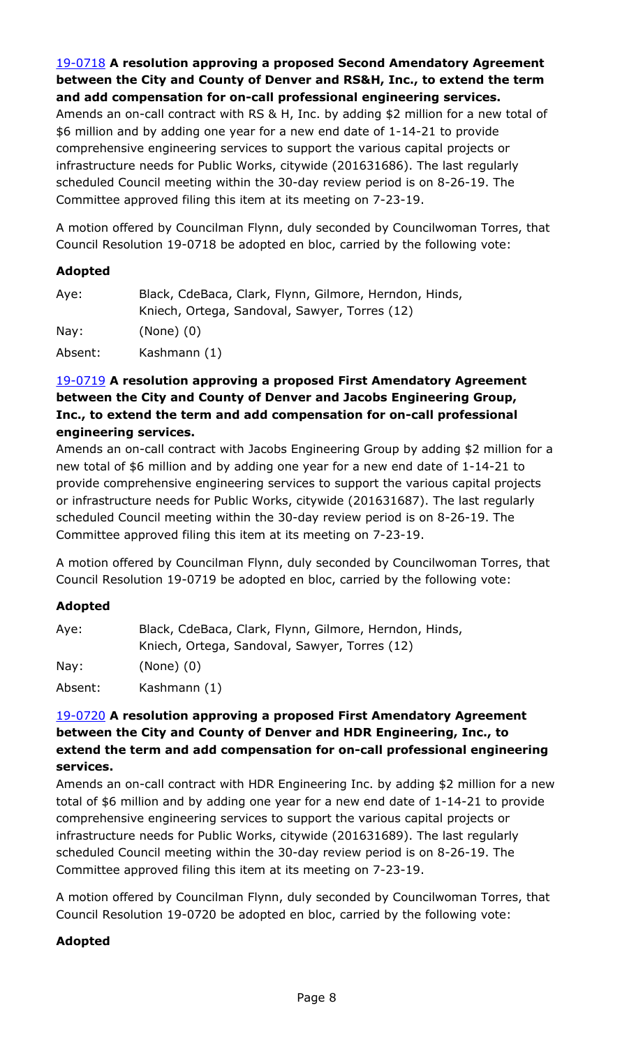[19-0718](#) **A resolution approving a proposed Second Amendatory Agreement between the City and County of Denver and RS&H, Inc., to extend the term and add compensation for on-call professional engineering services.**
Amends an on-call contract with RS & H, Inc. by adding $2 million for a new total of $6 million and by adding one year for a new end date of 1-14-21 to provide comprehensive engineering services to support the various capital projects or infrastructure needs for Public Works, citywide (201631686). The last regularly scheduled Council meeting within the 30-day review period is on 8-26-19. The Committee approved filing this item at its meeting on 7-23-19.

A motion offered by Councilman Flynn, duly seconded by Councilwoman Torres, that Council Resolution 19-0718 be adopted en bloc, carried by the following vote:

**Adopted**

| | |
|---|---|
| Aye: | Black, CdeBaca, Clark, Flynn, Gilmore, Herndon, Hinds, Kniech, Ortega, Sandoval, Sawyer, Torres (12) |
| Nay: | (None) (0) |
| Absent: | Kashmann (1) |

[19-0719](#) **A resolution approving a proposed First Amendatory Agreement between the City and County of Denver and Jacobs Engineering Group, Inc., to extend the term and add compensation for on-call professional engineering services.**
Amends an on-call contract with Jacobs Engineering Group by adding $2 million for a new total of $6 million and by adding one year for a new end date of 1-14-21 to provide comprehensive engineering services to support the various capital projects or infrastructure needs for Public Works, citywide (201631687). The last regularly scheduled Council meeting within the 30-day review period is on 8-26-19. The Committee approved filing this item at its meeting on 7-23-19.

A motion offered by Councilman Flynn, duly seconded by Councilwoman Torres, that Council Resolution 19-0719 be adopted en bloc, carried by the following vote:

**Adopted**

| | |
|---|---|
| Aye: | Black, CdeBaca, Clark, Flynn, Gilmore, Herndon, Hinds, Kniech, Ortega, Sandoval, Sawyer, Torres (12) |
| Nay: | (None) (0) |
| Absent: | Kashmann (1) |

[19-0720](#) **A resolution approving a proposed First Amendatory Agreement between the City and County of Denver and HDR Engineering, Inc., to extend the term and add compensation for on-call professional engineering services.**
Amends an on-call contract with HDR Engineering Inc. by adding $2 million for a new total of $6 million and by adding one year for a new end date of 1-14-21 to provide comprehensive engineering services to support the various capital projects or infrastructure needs for Public Works, citywide (201631689). The last regularly scheduled Council meeting within the 30-day review period is on 8-26-19. The Committee approved filing this item at its meeting on 7-23-19.

A motion offered by Councilman Flynn, duly seconded by Councilwoman Torres, that Council Resolution 19-0720 be adopted en bloc, carried by the following vote:

**Adopted**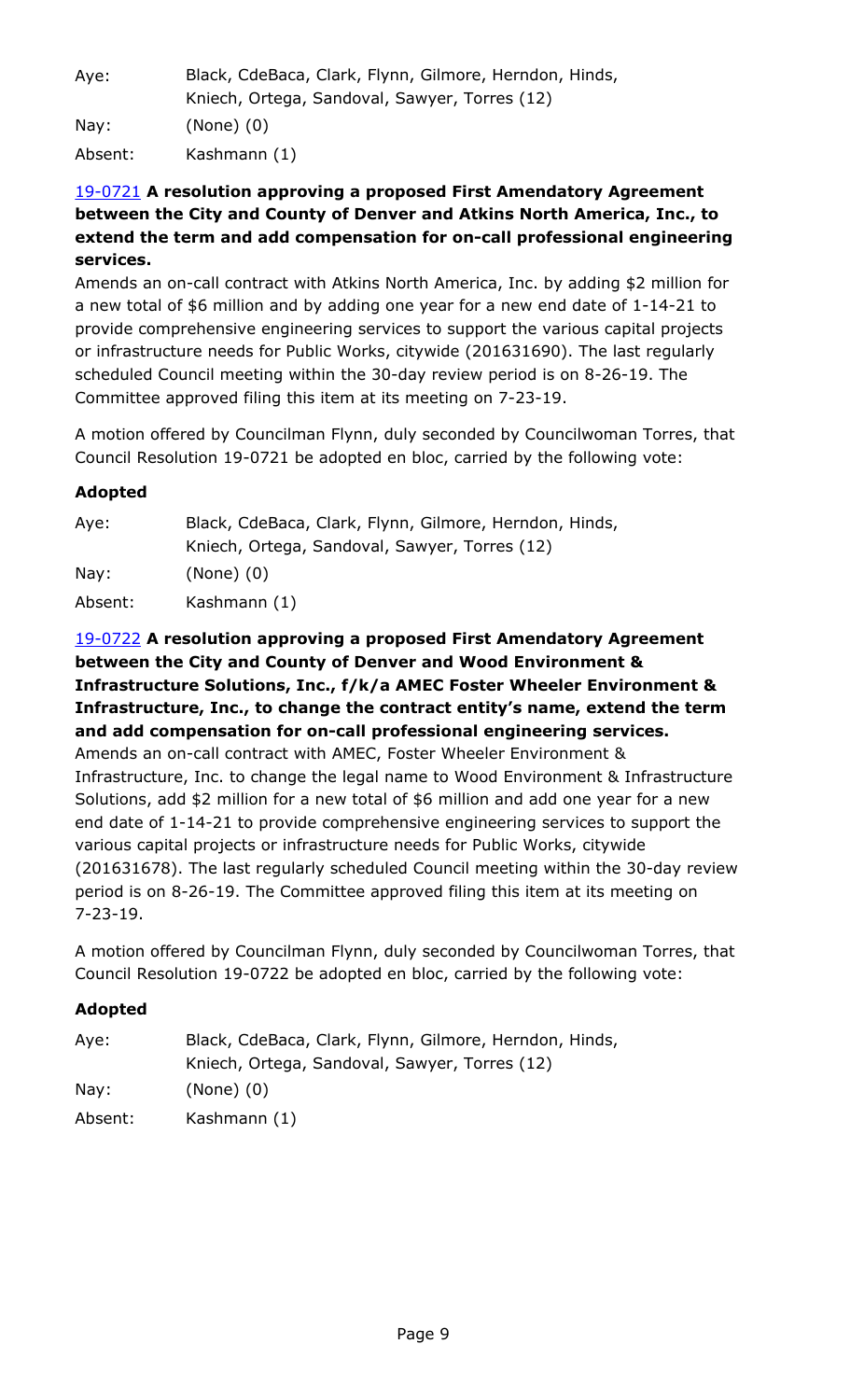| | |
|---|---|
| Aye: | Black, CdeBaca, Clark, Flynn, Gilmore, Herndon, Hinds, Kniech, Ortega, Sandoval, Sawyer, Torres (12) |
| Nay: | (None) (0) |
| Absent: | Kashmann (1) |

[19-0721](#) **A resolution approving a proposed First Amendatory Agreement between the City and County of Denver and Atkins North America, Inc., to extend the term and add compensation for on-call professional engineering services.**

Amends an on-call contract with Atkins North America, Inc. by adding $2 million for a new total of $6 million and by adding one year for a new end date of 1-14-21 to provide comprehensive engineering services to support the various capital projects or infrastructure needs for Public Works, citywide (201631690). The last regularly scheduled Council meeting within the 30-day review period is on 8-26-19. The Committee approved filing this item at its meeting on 7-23-19.

A motion offered by Councilman Flynn, duly seconded by Councilwoman Torres, that Council Resolution 19-0721 be adopted en bloc, carried by the following vote:

**Adopted**

| | |
|---|---|
| Aye: | Black, CdeBaca, Clark, Flynn, Gilmore, Herndon, Hinds, Kniech, Ortega, Sandoval, Sawyer, Torres (12) |
| Nay: | (None) (0) |
| Absent: | Kashmann (1) |

[19-0722](#) **A resolution approving a proposed First Amendatory Agreement between the City and County of Denver and Wood Environment & Infrastructure Solutions, Inc., f/k/a AMEC Foster Wheeler Environment & Infrastructure, Inc., to change the contract entity's name, extend the term and add compensation for on-call professional engineering services.**

Amends an on-call contract with AMEC, Foster Wheeler Environment & Infrastructure, Inc. to change the legal name to Wood Environment & Infrastructure Solutions, add $2 million for a new total of $6 million and add one year for a new end date of 1-14-21 to provide comprehensive engineering services to support the various capital projects or infrastructure needs for Public Works, citywide (201631678). The last regularly scheduled Council meeting within the 30-day review period is on 8-26-19. The Committee approved filing this item at its meeting on 7-23-19.

A motion offered by Councilman Flynn, duly seconded by Councilwoman Torres, that Council Resolution 19-0722 be adopted en bloc, carried by the following vote:

**Adopted**

| | |
|---|---|
| Aye: | Black, CdeBaca, Clark, Flynn, Gilmore, Herndon, Hinds, Kniech, Ortega, Sandoval, Sawyer, Torres (12) |
| Nay: | (None) (0) |
| Absent: | Kashmann (1) |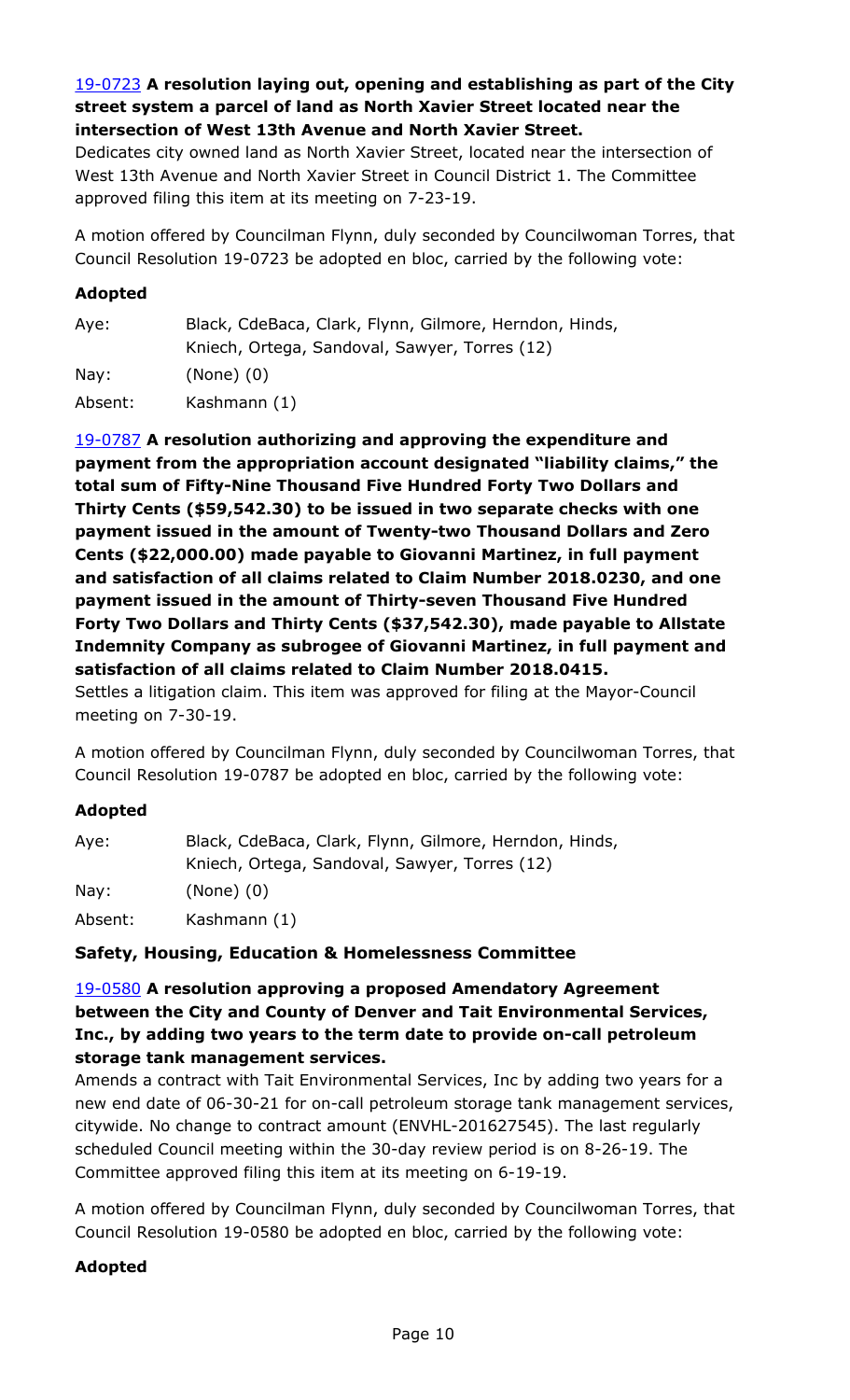**[19-0723](#) A resolution laying out, opening and establishing as part of the City street system a parcel of land as North Xavier Street located near the intersection of West 13th Avenue and North Xavier Street.**

Dedicates city owned land as North Xavier Street, located near the intersection of West 13th Avenue and North Xavier Street in Council District 1. The Committee approved filing this item at its meeting on 7-23-19.

A motion offered by Councilman Flynn, duly seconded by Councilwoman Torres, that Council Resolution 19-0723 be adopted en bloc, carried by the following vote:

**Adopted**

| | |
|---|---|
| Aye: | Black, CdeBaca, Clark, Flynn, Gilmore, Herndon, Hinds, Kniech, Ortega, Sandoval, Sawyer, Torres (12) |
| Nay: | (None) (0) |
| Absent: | Kashmann (1) |

**[19-0787](#) A resolution authorizing and approving the expenditure and payment from the appropriation account designated "liability claims," the total sum of Fifty-Nine Thousand Five Hundred Forty Two Dollars and Thirty Cents ($59,542.30) to be issued in two separate checks with one payment issued in the amount of Twenty-two Thousand Dollars and Zero Cents ($22,000.00) made payable to Giovanni Martinez, in full payment and satisfaction of all claims related to Claim Number 2018.0230, and one payment issued in the amount of Thirty-seven Thousand Five Hundred Forty Two Dollars and Thirty Cents ($37,542.30), made payable to Allstate Indemnity Company as subrogee of Giovanni Martinez, in full payment and satisfaction of all claims related to Claim Number 2018.0415.**

Settles a litigation claim. This item was approved for filing at the Mayor-Council meeting on 7-30-19.

A motion offered by Councilman Flynn, duly seconded by Councilwoman Torres, that Council Resolution 19-0787 be adopted en bloc, carried by the following vote:

**Adopted**

| | |
|---|---|
| Aye: | Black, CdeBaca, Clark, Flynn, Gilmore, Herndon, Hinds, Kniech, Ortega, Sandoval, Sawyer, Torres (12) |
| Nay: | (None) (0) |
| Absent: | Kashmann (1) |

**Safety, Housing, Education & Homelessness Committee**

**[19-0580](#) A resolution approving a proposed Amendatory Agreement between the City and County of Denver and Tait Environmental Services, Inc., by adding two years to the term date to provide on-call petroleum storage tank management services.**

Amends a contract with Tait Environmental Services, Inc by adding two years for a new end date of 06-30-21 for on-call petroleum storage tank management services, citywide. No change to contract amount (ENVHL-201627545). The last regularly scheduled Council meeting within the 30-day review period is on 8-26-19. The Committee approved filing this item at its meeting on 6-19-19.

A motion offered by Councilman Flynn, duly seconded by Councilwoman Torres, that Council Resolution 19-0580 be adopted en bloc, carried by the following vote:

**Adopted**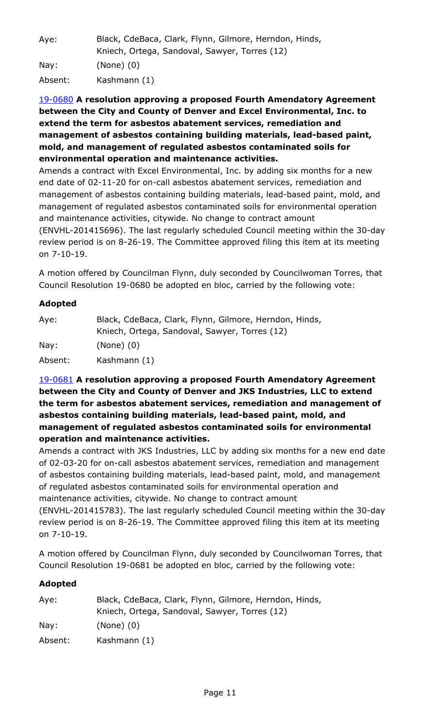| Aye: | Black, CdeBaca, Clark, Flynn, Gilmore, Herndon, Hinds, Kniech, Ortega, Sandoval, Sawyer, Torres (12) |
|---|---|
| Nay: | (None) (0) |
| Absent: | Kashmann (1) |

[19-0680](#) **A resolution approving a proposed Fourth Amendatory Agreement between the City and County of Denver and Excel Environmental, Inc. to extend the term for asbestos abatement services, remediation and management of asbestos containing building materials, lead-based paint, mold, and management of regulated asbestos contaminated soils for environmental operation and maintenance activities.**

Amends a contract with Excel Environmental, Inc. by adding six months for a new end date of 02-11-20 for on-call asbestos abatement services, remediation and management of asbestos containing building materials, lead-based paint, mold, and management of regulated asbestos contaminated soils for environmental operation and maintenance activities, citywide. No change to contract amount (ENVHL-201415696). The last regularly scheduled Council meeting within the 30-day review period is on 8-26-19. The Committee approved filing this item at its meeting on 7-10-19.

A motion offered by Councilman Flynn, duly seconded by Councilwoman Torres, that Council Resolution 19-0680 be adopted en bloc, carried by the following vote:

**Adopted**

| Aye: | Black, CdeBaca, Clark, Flynn, Gilmore, Herndon, Hinds, Kniech, Ortega, Sandoval, Sawyer, Torres (12) |
|---|---|
| Nay: | (None) (0) |
| Absent: | Kashmann (1) |

[19-0681](#) **A resolution approving a proposed Fourth Amendatory Agreement between the City and County of Denver and JKS Industries, LLC to extend the term for asbestos abatement services, remediation and management of asbestos containing building materials, lead-based paint, mold, and management of regulated asbestos contaminated soils for environmental operation and maintenance activities.**

Amends a contract with JKS Industries, LLC by adding six months for a new end date of 02-03-20 for on-call asbestos abatement services, remediation and management of asbestos containing building materials, lead-based paint, mold, and management of regulated asbestos contaminated soils for environmental operation and maintenance activities, citywide. No change to contract amount (ENVHL-201415783). The last regularly scheduled Council meeting within the 30-day review period is on 8-26-19. The Committee approved filing this item at its meeting on 7-10-19.

A motion offered by Councilman Flynn, duly seconded by Councilwoman Torres, that Council Resolution 19-0681 be adopted en bloc, carried by the following vote:

**Adopted**

| Aye: | Black, CdeBaca, Clark, Flynn, Gilmore, Herndon, Hinds, Kniech, Ortega, Sandoval, Sawyer, Torres (12) |
|---|---|
| Nay: | (None) (0) |
| Absent: | Kashmann (1) |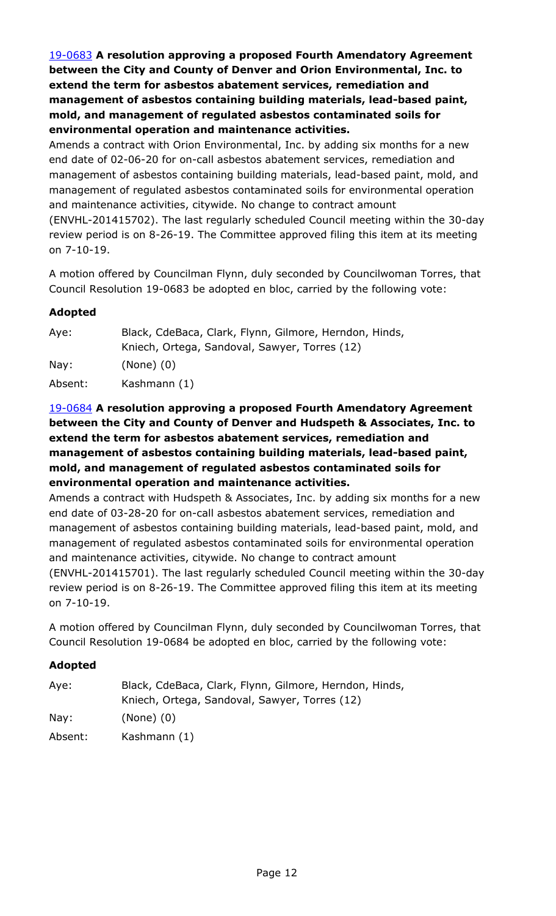[19-0683](#) **A resolution approving a proposed Fourth Amendatory Agreement between the City and County of Denver and Orion Environmental, Inc. to extend the term for asbestos abatement services, remediation and management of asbestos containing building materials, lead-based paint, mold, and management of regulated asbestos contaminated soils for environmental operation and maintenance activities.**

Amends a contract with Orion Environmental, Inc. by adding six months for a new end date of 02-06-20 for on-call asbestos abatement services, remediation and management of asbestos containing building materials, lead-based paint, mold, and management of regulated asbestos contaminated soils for environmental operation and maintenance activities, citywide. No change to contract amount (ENVHL-201415702). The last regularly scheduled Council meeting within the 30-day review period is on 8-26-19. The Committee approved filing this item at its meeting on 7-10-19.

A motion offered by Councilman Flynn, duly seconded by Councilwoman Torres, that Council Resolution 19-0683 be adopted en bloc, carried by the following vote:

**Adopted**

| | |
|---|---|
| Aye: | Black, CdeBaca, Clark, Flynn, Gilmore, Herndon, Hinds, Kniech, Ortega, Sandoval, Sawyer, Torres (12) |
| Nay: | (None) (0) |
| Absent: | Kashmann (1) |

[19-0684](#) **A resolution approving a proposed Fourth Amendatory Agreement between the City and County of Denver and Hudspeth & Associates, Inc. to extend the term for asbestos abatement services, remediation and management of asbestos containing building materials, lead-based paint, mold, and management of regulated asbestos contaminated soils for environmental operation and maintenance activities.**

Amends a contract with Hudspeth & Associates, Inc. by adding six months for a new end date of 03-28-20 for on-call asbestos abatement services, remediation and management of asbestos containing building materials, lead-based paint, mold, and management of regulated asbestos contaminated soils for environmental operation and maintenance activities, citywide. No change to contract amount (ENVHL-201415701). The last regularly scheduled Council meeting within the 30-day review period is on 8-26-19. The Committee approved filing this item at its meeting on 7-10-19.

A motion offered by Councilman Flynn, duly seconded by Councilwoman Torres, that Council Resolution 19-0684 be adopted en bloc, carried by the following vote:

**Adopted**

| | |
|---|---|
| Aye: | Black, CdeBaca, Clark, Flynn, Gilmore, Herndon, Hinds, Kniech, Ortega, Sandoval, Sawyer, Torres (12) |
| Nay: | (None) (0) |
| Absent: | Kashmann (1) |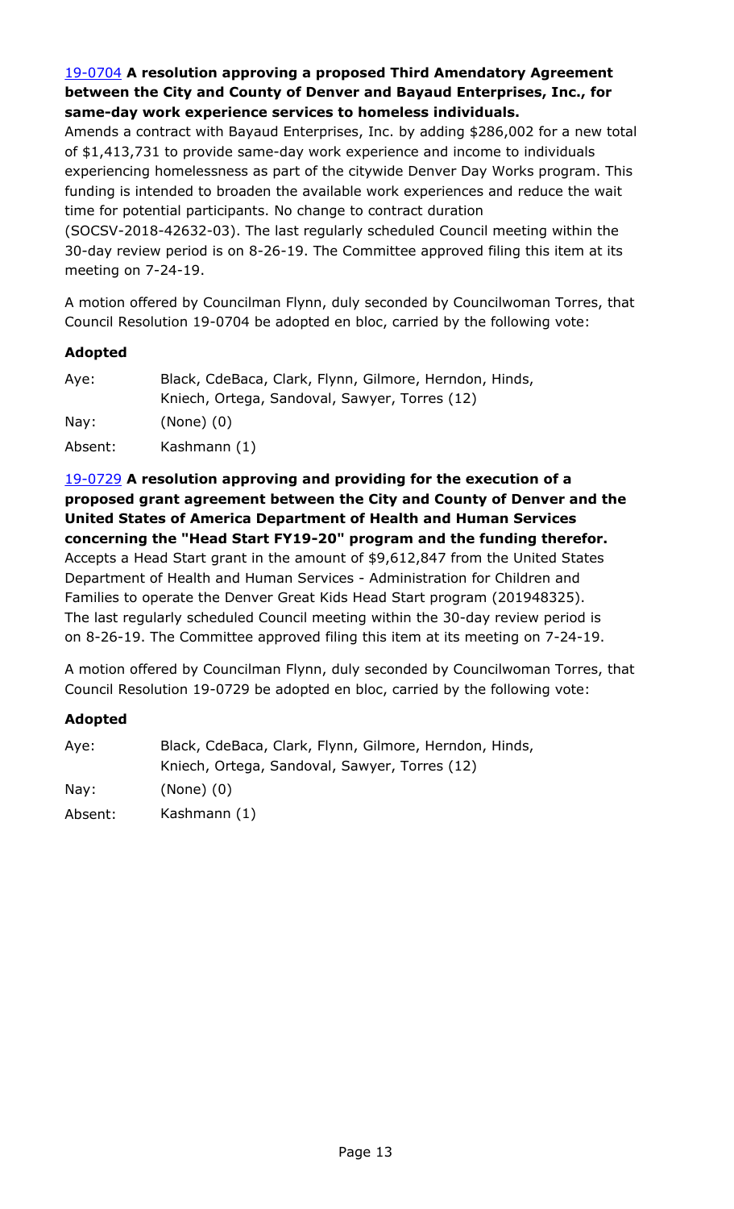[19-0704](19-0704) **A resolution approving a proposed Third Amendatory Agreement between the City and County of Denver and Bayaud Enterprises, Inc., for same-day work experience services to homeless individuals.**

Amends a contract with Bayaud Enterprises, Inc. by adding $286,002 for a new total of $1,413,731 to provide same-day work experience and income to individuals experiencing homelessness as part of the citywide Denver Day Works program. This funding is intended to broaden the available work experiences and reduce the wait time for potential participants. No change to contract duration (SOCSV-2018-42632-03). The last regularly scheduled Council meeting within the 30-day review period is on 8-26-19. The Committee approved filing this item at its meeting on 7-24-19.

A motion offered by Councilman Flynn, duly seconded by Councilwoman Torres, that Council Resolution 19-0704 be adopted en bloc, carried by the following vote:

**Adopted**

| | |
|---|---|
| Aye: | Black, CdeBaca, Clark, Flynn, Gilmore, Herndon, Hinds, Kniech, Ortega, Sandoval, Sawyer, Torres (12) |
| Nay: | (None) (0) |
| Absent: | Kashmann (1) |

[19-0729](19-0729) **A resolution approving and providing for the execution of a proposed grant agreement between the City and County of Denver and the United States of America Department of Health and Human Services concerning the "Head Start FY19-20" program and the funding therefor.**

Accepts a Head Start grant in the amount of $9,612,847 from the United States Department of Health and Human Services - Administration for Children and Families to operate the Denver Great Kids Head Start program (201948325). The last regularly scheduled Council meeting within the 30-day review period is on 8-26-19. The Committee approved filing this item at its meeting on 7-24-19.

A motion offered by Councilman Flynn, duly seconded by Councilwoman Torres, that Council Resolution 19-0729 be adopted en bloc, carried by the following vote:

**Adopted**

| | |
|---|---|
| Aye: | Black, CdeBaca, Clark, Flynn, Gilmore, Herndon, Hinds, Kniech, Ortega, Sandoval, Sawyer, Torres (12) |
| Nay: | (None) (0) |
| Absent: | Kashmann (1) |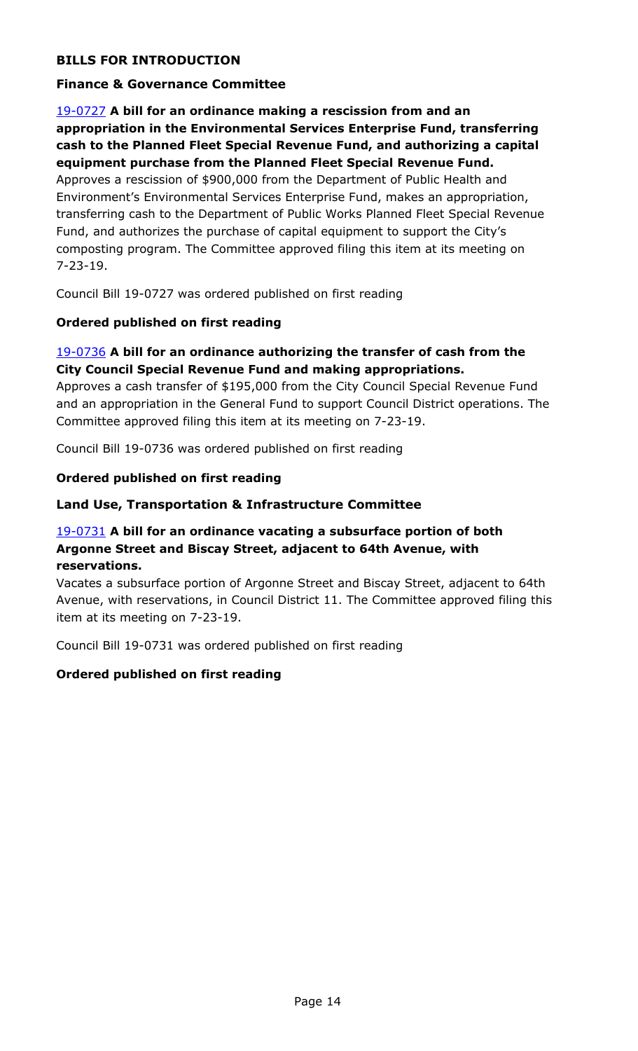## BILLS FOR INTRODUCTION

### Finance & Governance Committee

[19-0727] **A bill for an ordinance making a rescission from and an appropriation in the Environmental Services Enterprise Fund, transferring cash to the Planned Fleet Special Revenue Fund, and authorizing a capital equipment purchase from the Planned Fleet Special Revenue Fund.**
Approves a rescission of $900,000 from the Department of Public Health and Environment's Environmental Services Enterprise Fund, makes an appropriation, transferring cash to the Department of Public Works Planned Fleet Special Revenue Fund, and authorizes the purchase of capital equipment to support the City's composting program. The Committee approved filing this item at its meeting on 7-23-19.

Council Bill 19-0727 was ordered published on first reading

**Ordered published on first reading**

[19-0736] **A bill for an ordinance authorizing the transfer of cash from the City Council Special Revenue Fund and making appropriations.**
Approves a cash transfer of $195,000 from the City Council Special Revenue Fund and an appropriation in the General Fund to support Council District operations. The Committee approved filing this item at its meeting on 7-23-19.

Council Bill 19-0736 was ordered published on first reading

**Ordered published on first reading**

### Land Use, Transportation & Infrastructure Committee

[19-0731] **A bill for an ordinance vacating a subsurface portion of both Argonne Street and Biscay Street, adjacent to 64th Avenue, with reservations.**
Vacates a subsurface portion of Argonne Street and Biscay Street, adjacent to 64th Avenue, with reservations, in Council District 11. The Committee approved filing this item at its meeting on 7-23-19.

Council Bill 19-0731 was ordered published on first reading

**Ordered published on first reading**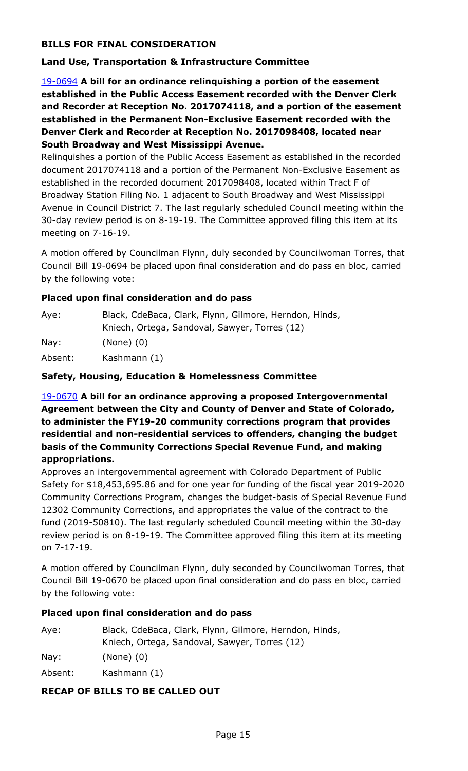## BILLS FOR FINAL CONSIDERATION

### Land Use, Transportation & Infrastructure Committee

19-0694 **A bill for an ordinance relinquishing a portion of the easement established in the Public Access Easement recorded with the Denver Clerk and Recorder at Reception No. 2017074118, and a portion of the easement established in the Permanent Non-Exclusive Easement recorded with the Denver Clerk and Recorder at Reception No. 2017098408, located near South Broadway and West Mississippi Avenue.**

Relinquishes a portion of the Public Access Easement as established in the recorded document 2017074118 and a portion of the Permanent Non-Exclusive Easement as established in the recorded document 2017098408, located within Tract F of Broadway Station Filing No. 1 adjacent to South Broadway and West Mississippi Avenue in Council District 7. The last regularly scheduled Council meeting within the 30-day review period is on 8-19-19. The Committee approved filing this item at its meeting on 7-16-19.

A motion offered by Councilman Flynn, duly seconded by Councilwoman Torres, that Council Bill 19-0694 be placed upon final consideration and do pass en bloc, carried by the following vote:

**Placed upon final consideration and do pass**

Aye: Black, CdeBaca, Clark, Flynn, Gilmore, Herndon, Hinds, Kniech, Ortega, Sandoval, Sawyer, Torres (12)

Nay: (None) (0)

Absent: Kashmann (1)

### Safety, Housing, Education & Homelessness Committee

19-0670 **A bill for an ordinance approving a proposed Intergovernmental Agreement between the City and County of Denver and State of Colorado, to administer the FY19-20 community corrections program that provides residential and non-residential services to offenders, changing the budget basis of the Community Corrections Special Revenue Fund, and making appropriations.**

Approves an intergovernmental agreement with Colorado Department of Public Safety for $18,453,695.86 and for one year for funding of the fiscal year 2019-2020 Community Corrections Program, changes the budget-basis of Special Revenue Fund 12302 Community Corrections, and appropriates the value of the contract to the fund (2019-50810). The last regularly scheduled Council meeting within the 30-day review period is on 8-19-19. The Committee approved filing this item at its meeting on 7-17-19.

A motion offered by Councilman Flynn, duly seconded by Councilwoman Torres, that Council Bill 19-0670 be placed upon final consideration and do pass en bloc, carried by the following vote:

**Placed upon final consideration and do pass**

Aye: Black, CdeBaca, Clark, Flynn, Gilmore, Herndon, Hinds, Kniech, Ortega, Sandoval, Sawyer, Torres (12)

Nay: (None) (0)

Absent: Kashmann (1)

## RECAP OF BILLS TO BE CALLED OUT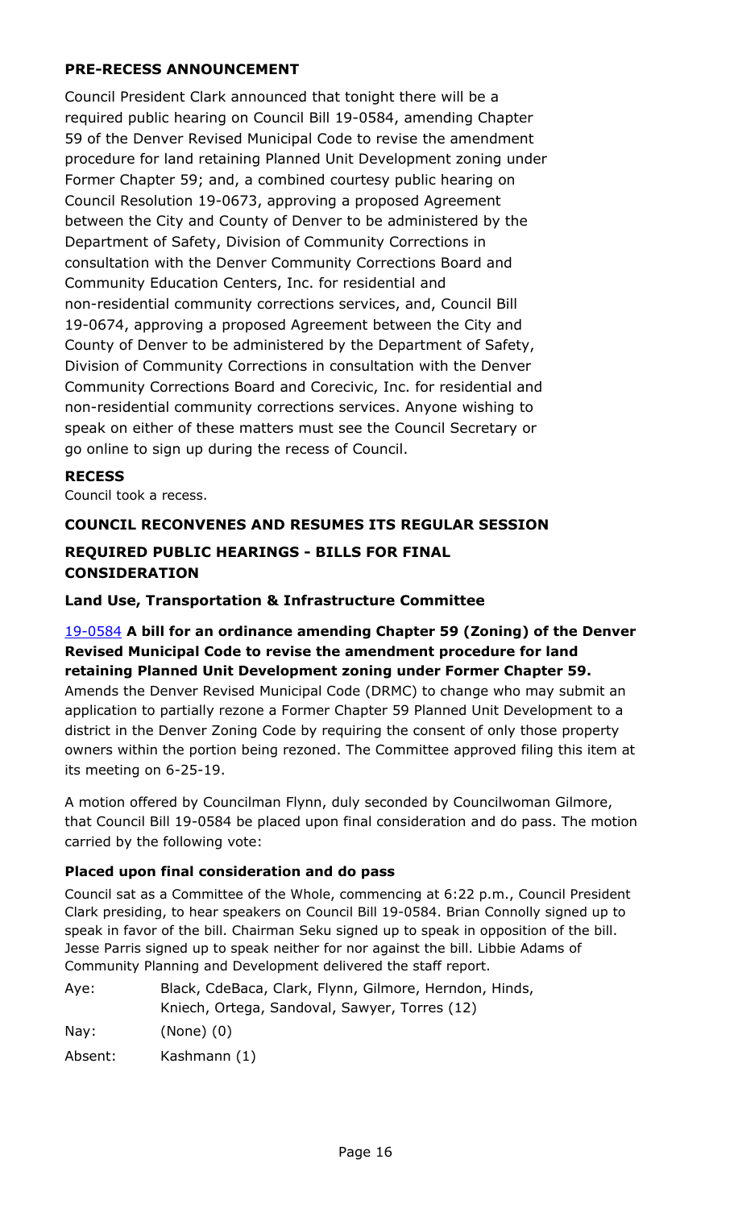### PRE-RECESS ANNOUNCEMENT

Council President Clark announced that tonight there will be a required public hearing on Council Bill 19-0584, amending Chapter 59 of the Denver Revised Municipal Code to revise the amendment procedure for land retaining Planned Unit Development zoning under Former Chapter 59; and, a combined courtesy public hearing on Council Resolution 19-0673, approving a proposed Agreement between the City and County of Denver to be administered by the Department of Safety, Division of Community Corrections in consultation with the Denver Community Corrections Board and Community Education Centers, Inc. for residential and non-residential community corrections services, and, Council Bill 19-0674, approving a proposed Agreement between the City and County of Denver to be administered by the Department of Safety, Division of Community Corrections in consultation with the Denver Community Corrections Board and Corecivic, Inc. for residential and non-residential community corrections services. Anyone wishing to speak on either of these matters must see the Council Secretary or go online to sign up during the recess of Council.

### RECESS

Council took a recess.

### COUNCIL RECONVENES AND RESUMES ITS REGULAR SESSION

### REQUIRED PUBLIC HEARINGS - BILLS FOR FINAL CONSIDERATION

#### Land Use, Transportation & Infrastructure Committee

19-0584 **A bill for an ordinance amending Chapter 59 (Zoning) of the Denver Revised Municipal Code to revise the amendment procedure for land retaining Planned Unit Development zoning under Former Chapter 59.**
Amends the Denver Revised Municipal Code (DRMC) to change who may submit an application to partially rezone a Former Chapter 59 Planned Unit Development to a district in the Denver Zoning Code by requiring the consent of only those property owners within the portion being rezoned. The Committee approved filing this item at its meeting on 6-25-19.

A motion offered by Councilman Flynn, duly seconded by Councilwoman Gilmore, that Council Bill 19-0584 be placed upon final consideration and do pass. The motion carried by the following vote:

**Placed upon final consideration and do pass**

Council sat as a Committee of the Whole, commencing at 6:22 p.m., Council President Clark presiding, to hear speakers on Council Bill 19-0584. Brian Connolly signed up to speak in favor of the bill. Chairman Seku signed up to speak in opposition of the bill. Jesse Parris signed up to speak neither for nor against the bill. Libbie Adams of Community Planning and Development delivered the staff report.

Aye: Black, CdeBaca, Clark, Flynn, Gilmore, Herndon, Hinds, Kniech, Ortega, Sandoval, Sawyer, Torres (12)

Nay: (None) (0)

Absent: Kashmann (1)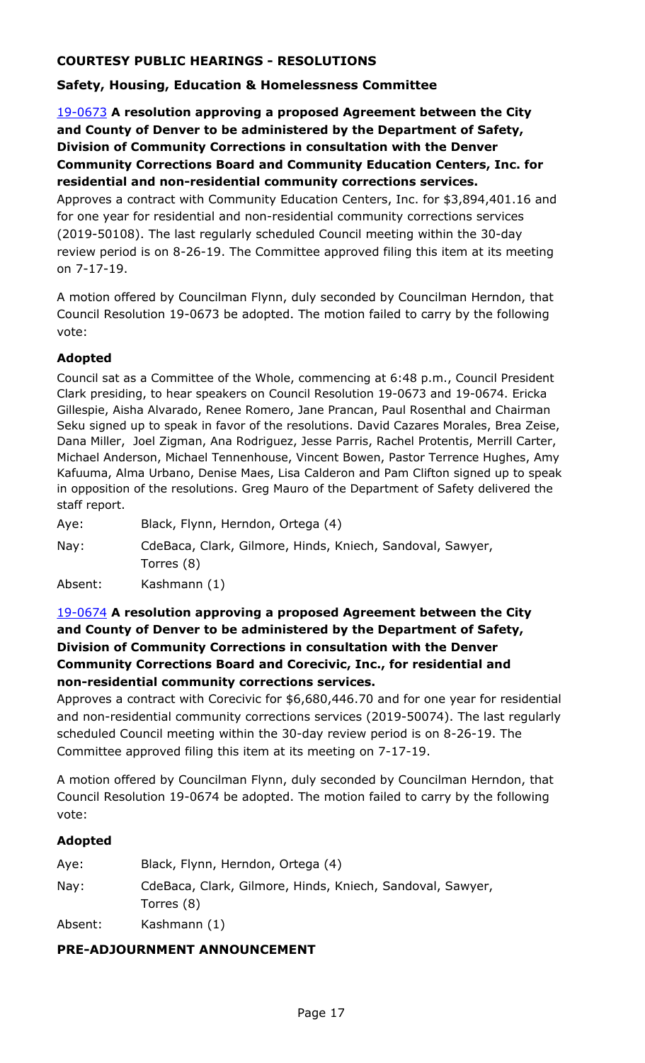## COURTESY PUBLIC HEARINGS - RESOLUTIONS

### Safety, Housing, Education & Homelessness Committee

19-0673 **A resolution approving a proposed Agreement between the City and County of Denver to be administered by the Department of Safety, Division of Community Corrections in consultation with the Denver Community Corrections Board and Community Education Centers, Inc. for residential and non-residential community corrections services.**

Approves a contract with Community Education Centers, Inc. for $3,894,401.16 and for one year for residential and non-residential community corrections services (2019-50108). The last regularly scheduled Council meeting within the 30-day review period is on 8-26-19. The Committee approved filing this item at its meeting on 7-17-19.

A motion offered by Councilman Flynn, duly seconded by Councilman Herndon, that Council Resolution 19-0673 be adopted. The motion failed to carry by the following vote:

**Adopted**

Council sat as a Committee of the Whole, commencing at 6:48 p.m., Council President Clark presiding, to hear speakers on Council Resolution 19-0673 and 19-0674. Ericka Gillespie, Aisha Alvarado, Renee Romero, Jane Prancan, Paul Rosenthal and Chairman Seku signed up to speak in favor of the resolutions. David Cazares Morales, Brea Zeise, Dana Miller, Joel Zigman, Ana Rodriguez, Jesse Parris, Rachel Protentis, Merrill Carter, Michael Anderson, Michael Tennenhouse, Vincent Bowen, Pastor Terrence Hughes, Amy Kafuuma, Alma Urbano, Denise Maes, Lisa Calderon and Pam Clifton signed up to speak in opposition of the resolutions. Greg Mauro of the Department of Safety delivered the staff report.

Aye: Black, Flynn, Herndon, Ortega (4)

Nay: CdeBaca, Clark, Gilmore, Hinds, Kniech, Sandoval, Sawyer, Torres (8)

Absent: Kashmann (1)

19-0674 **A resolution approving a proposed Agreement between the City and County of Denver to be administered by the Department of Safety, Division of Community Corrections in consultation with the Denver Community Corrections Board and Corecivic, Inc., for residential and non-residential community corrections services.**

Approves a contract with Corecivic for $6,680,446.70 and for one year for residential and non-residential community corrections services (2019-50074). The last regularly scheduled Council meeting within the 30-day review period is on 8-26-19. The Committee approved filing this item at its meeting on 7-17-19.

A motion offered by Councilman Flynn, duly seconded by Councilman Herndon, that Council Resolution 19-0674 be adopted. The motion failed to carry by the following vote:

**Adopted**

Aye: Black, Flynn, Herndon, Ortega (4)

Nay: CdeBaca, Clark, Gilmore, Hinds, Kniech, Sandoval, Sawyer, Torres (8)

Absent: Kashmann (1)

## PRE-ADJOURNMENT ANNOUNCEMENT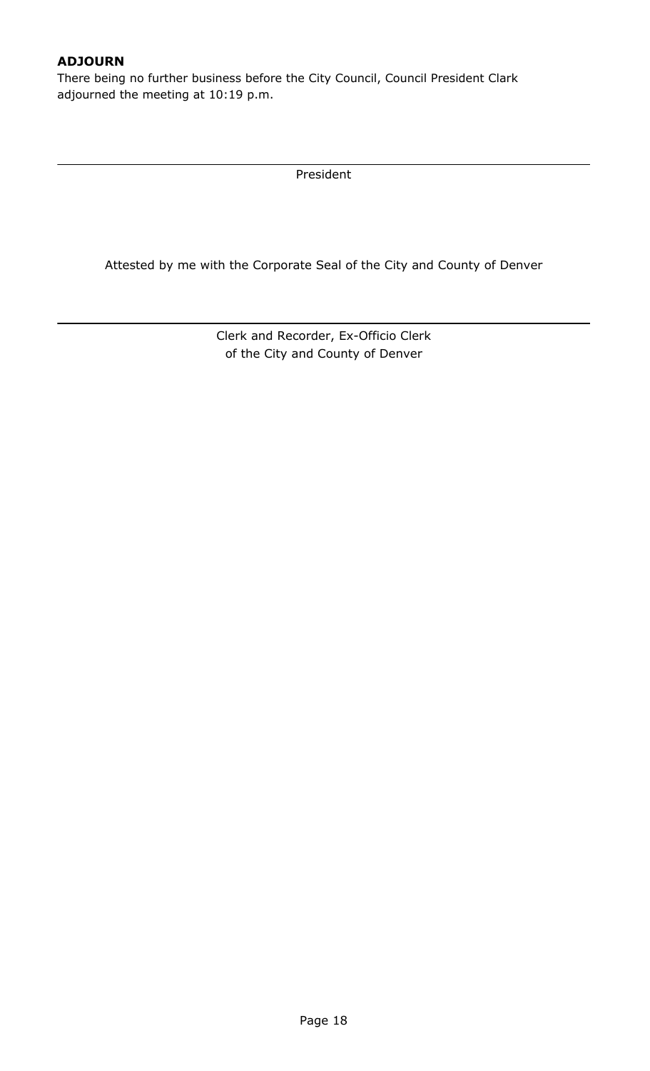**ADJOURN**
There being no further business before the City Council, Council President Clark adjourned the meeting at 10:19 p.m.

\_\_\_\_\_\_\_\_\_\_\_\_\_\_\_\_\_\_\_\_\_\_\_\_\_\_\_\_\_\_\_\_\_\_\_\_\_\_\_\_\_\_\_\_\_\_\_\_

President

Attested by me with the Corporate Seal of the City and County of Denver

\_\_\_\_\_\_\_\_\_\_\_\_\_\_\_\_\_\_\_\_\_\_\_\_\_\_\_\_\_\_\_\_\_\_\_\_\_\_\_\_\_\_\_\_\_\_\_\_

Clerk and Recorder, Ex-Officio Clerk
of the City and County of Denver